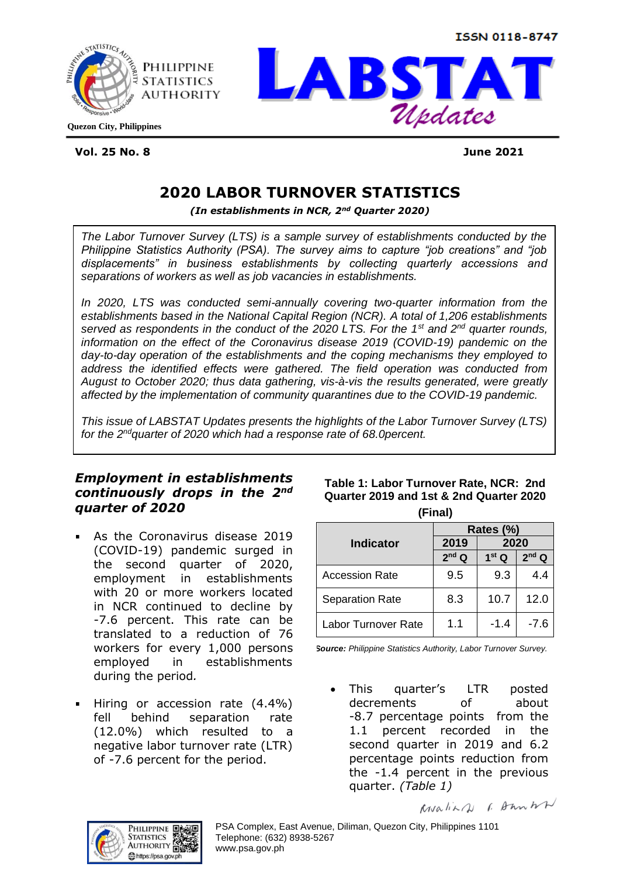ISSN 0118-8747

PHILIPPINE STATISTICS AUTHORITY

Quezon City, Philippines

# LABSTAT Updates

**Vol. 25 No. 8** **June 2021**

## 2020 LABOR TURNOVER STATISTICS

***(In establishments in NCR, 2nd Quarter 2020)***

*The Labor Turnover Survey (LTS) is a sample survey of establishments conducted by the Philippine Statistics Authority (PSA). The survey aims to capture "job creations" and "job displacements" in business establishments by collecting quarterly accessions and separations of workers as well as job vacancies in establishments.*

*In 2020, LTS was conducted semi-annually covering two-quarter information from the establishments based in the National Capital Region (NCR). A total of 1,206 establishments served as respondents in the conduct of the 2020 LTS. For the 1st and 2nd quarter rounds, information on the effect of the Coronavirus disease 2019 (COVID-19) pandemic on the day-to-day operation of the establishments and the coping mechanisms they employed to address the identified effects were gathered. The field operation was conducted from August to October 2020; thus data gathering, vis-à-vis the results generated, were greatly affected by the implementation of community quarantines due to the COVID-19 pandemic.*

*This issue of LABSTAT Updates presents the highlights of the Labor Turnover Survey (LTS) for the 2nd quarter of 2020 which had a response rate of 68.0percent.*

### *Employment in establishments continuously drops in the 2nd quarter of 2020*

- As the Coronavirus disease 2019 (COVID-19) pandemic surged in the second quarter of 2020, employment in establishments with 20 or more workers located in NCR continued to decline by -7.6 percent. This rate can be translated to a reduction of 76 workers for every 1,000 persons employed in establishments during the period.

- Hiring or accession rate (4.4%) fell behind separation rate (12.0%) which resulted to a negative labor turnover rate (LTR) of -7.6 percent for the period.

**Table 1: Labor Turnover Rate, NCR: 2nd Quarter 2019 and 1st & 2nd Quarter 2020 (Final)**

| Indicator | Rates (%) | | |
|---|---|---|---|
| | 2019 | 2020 | |
| | 2nd Q | 1st Q | 2nd Q |
| Accession Rate | 9.5 | 9.3 | 4.4 |
| Separation Rate | 8.3 | 10.7 | 12.0 |
| Labor Turnover Rate | 1.1 | -1.4 | -7.6 |

***Source:*** *Philippine Statistics Authority, Labor Turnover Survey.*

- This quarter's LTR posted decrements of about -8.7 percentage points from the 1.1 percent recorded in the second quarter in 2019 and 6.2 percentage points reduction from the -1.4 percent in the previous quarter. *(Table 1)*

PSA Complex, East Avenue, Diliman, Quezon City, Philippines 1101
Telephone: (632) 8938-5267
www.psa.gov.ph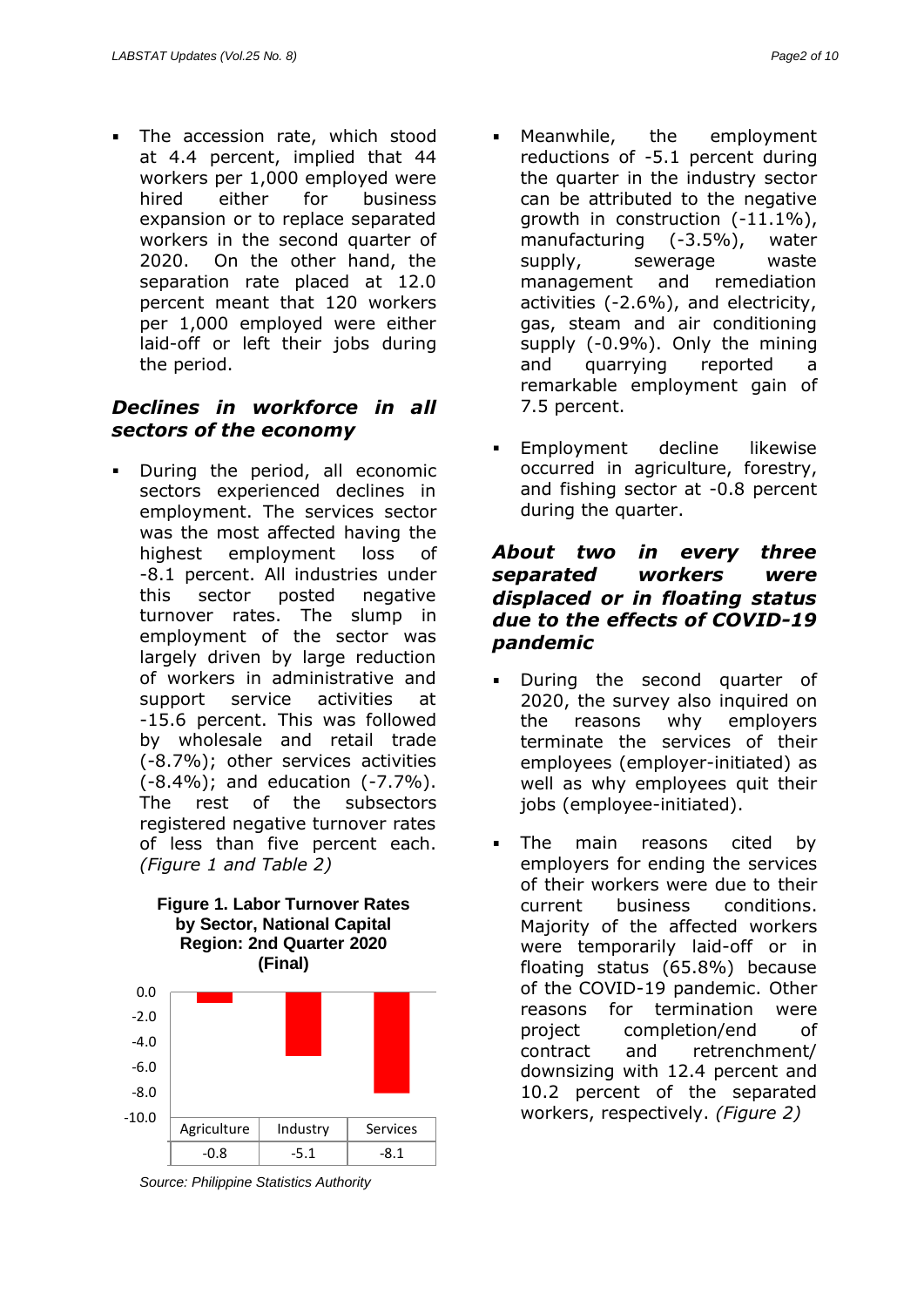- The accession rate, which stood at 4.4 percent, implied that 44 workers per 1,000 employed were hired either for business expansion or to replace separated workers in the second quarter of 2020. On the other hand, the separation rate placed at 12.0 percent meant that 120 workers per 1,000 employed were either laid-off or left their jobs during the period.

## *Declines in workforce in all sectors of the economy*

- During the period, all economic sectors experienced declines in employment. The services sector was the most affected having the highest employment loss of -8.1 percent. All industries under this sector posted negative turnover rates. The slump in employment of the sector was largely driven by large reduction of workers in administrative and support service activities at -15.6 percent. This was followed by wholesale and retail trade (-8.7%); other services activities (-8.4%); and education (-7.7%). The rest of the subsectors registered negative turnover rates of less than five percent each. *(Figure 1 and Table 2)*

**Figure 1. Labor Turnover Rates by Sector, National Capital Region: 2nd Quarter 2020 (Final)**

| Agriculture | Industry | Services |
|---|---|---|
| -0.8 | -5.1 | -8.1 |

*Source: Philippine Statistics Authority*

- Meanwhile, the employment reductions of -5.1 percent during the quarter in the industry sector can be attributed to the negative growth in construction (-11.1%), manufacturing (-3.5%), water supply, sewerage waste management and remediation activities (-2.6%), and electricity, gas, steam and air conditioning supply (-0.9%). Only the mining and quarrying reported a remarkable employment gain of 7.5 percent.

- Employment decline likewise occurred in agriculture, forestry, and fishing sector at -0.8 percent during the quarter.

## *About two in every three separated workers were displaced or in floating status due to the effects of COVID-19 pandemic*

- During the second quarter of 2020, the survey also inquired on the reasons why employers terminate the services of their employees (employer-initiated) as well as why employees quit their jobs (employee-initiated).

- The main reasons cited by employers for ending the services of their workers were due to their current business conditions. Majority of the affected workers were temporarily laid-off or in floating status (65.8%) because of the COVID-19 pandemic. Other reasons for termination were project completion/end of contract and retrenchment/ downsizing with 12.4 percent and 10.2 percent of the separated workers, respectively. *(Figure 2)*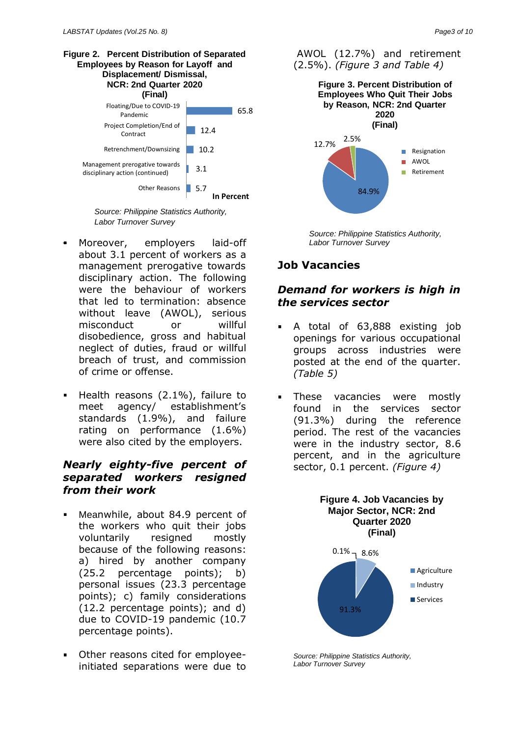**Figure 2. Percent Distribution of Separated Employees by Reason for Layoff and Displacement/ Dismissal, NCR: 2nd Quarter 2020 (Final)**

| Reason | In Percent |
|---|---|
| Floating/Due to COVID-19 Pandemic | 65.8 |
| Project Completion/End of Contract | 12.4 |
| Retrenchment/Downsizing | 10.2 |
| Management prerogative towards disciplinary action (continued) | 3.1 |
| Other Reasons | 5.7 |

*Source: Philippine Statistics Authority, Labor Turnover Survey*

- Moreover, employers laid-off about 3.1 percent of workers as a management prerogative towards disciplinary action. The following were the behaviour of workers that led to termination: absence without leave (AWOL), serious misconduct or willful disobedience, gross and habitual neglect of duties, fraud or willful breach of trust, and commission of crime or offense.

- Health reasons (2.1%), failure to meet agency/ establishment's standards (1.9%), and failure rating on performance (1.6%) were also cited by the employers.

### *Nearly eighty-five percent of separated workers resigned from their work*

- Meanwhile, about 84.9 percent of the workers who quit their jobs voluntarily resigned mostly because of the following reasons: a) hired by another company (25.2 percentage points); b) personal issues (23.3 percentage points); c) family considerations (12.2 percentage points); and d) due to COVID-19 pandemic (10.7 percentage points).

- Other reasons cited for employee-initiated separations were due to AWOL (12.7%) and retirement (2.5%). *(Figure 3 and Table 4)*

**Figure 3. Percent Distribution of Employees Who Quit Their Jobs by Reason, NCR: 2nd Quarter 2020 (Final)**

| Reason | Percent |
|---|---|
| Resignation | 84.9% |
| AWOL | 12.7% |
| Retirement | 2.5% |

*Source: Philippine Statistics Authority, Labor Turnover Survey*

## Job Vacancies

### *Demand for workers is high in the services sector*

- A total of 63,888 existing job openings for various occupational groups across industries were posted at the end of the quarter. *(Table 5)*

- These vacancies were mostly found in the services sector (91.3%) during the reference period. The rest of the vacancies were in the industry sector, 8.6 percent, and in the agriculture sector, 0.1 percent. *(Figure 4)*

**Figure 4. Job Vacancies by Major Sector, NCR: 2nd Quarter 2020 (Final)**

| Sector | Percent |
|---|---|
| Agriculture | 0.1% |
| Industry | 8.6% |
| Services | 91.3% |

*Source: Philippine Statistics Authority, Labor Turnover Survey*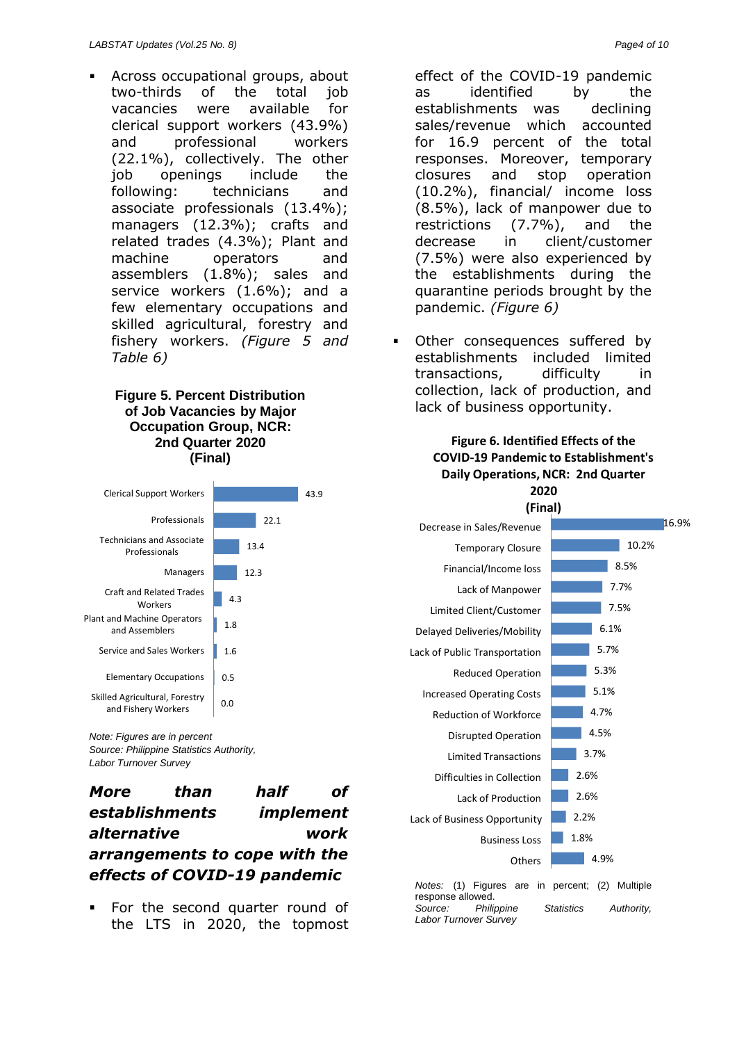- Across occupational groups, about two-thirds of the total job vacancies were available for clerical support workers (43.9%) and professional workers (22.1%), collectively. The other job openings include the following: technicians and associate professionals (13.4%); managers (12.3%); crafts and related trades (4.3%); Plant and machine operators and assemblers (1.8%); sales and service workers (1.6%); and a few elementary occupations and skilled agricultural, forestry and fishery workers. *(Figure 5 and Table 6)*

**Figure 5. Percent Distribution of Job Vacancies by Major Occupation Group, NCR: 2nd Quarter 2020 (Final)**

| Major Occupation Group | Percent |
|---|---|
| Clerical Support Workers | 43.9 |
| Professionals | 22.1 |
| Technicians and Associate Professionals | 13.4 |
| Managers | 12.3 |
| Craft and Related Trades Workers | 4.3 |
| Plant and Machine Operators and Assemblers | 1.8 |
| Service and Sales Workers | 1.6 |
| Elementary Occupations | 0.5 |
| Skilled Agricultural, Forestry and Fishery Workers | 0.0 |

*Note: Figures are in percent*
*Source: Philippine Statistics Authority, Labor Turnover Survey*

## ***More than half of establishments implement alternative work arrangements to cope with the effects of COVID-19 pandemic***

- For the second quarter round of the LTS in 2020, the topmost effect of the COVID-19 pandemic as identified by the establishments was declining sales/revenue which accounted for 16.9 percent of the total responses. Moreover, temporary closures and stop operation (10.2%), financial/ income loss (8.5%), lack of manpower due to restrictions (7.7%), and the decrease in client/customer (7.5%) were also experienced by the establishments during the quarantine periods brought by the pandemic. *(Figure 6)*

- Other consequences suffered by establishments included limited transactions, difficulty in collection, lack of production, and lack of business opportunity.

**Figure 6. Identified Effects of the COVID-19 Pandemic to Establishment's Daily Operations, NCR: 2nd Quarter 2020 (Final)**

| Effect | Percent |
|---|---|
| Decrease in Sales/Revenue | 16.9% |
| Temporary Closure | 10.2% |
| Financial/Income loss | 8.5% |
| Lack of Manpower | 7.7% |
| Limited Client/Customer | 7.5% |
| Delayed Deliveries/Mobility | 6.1% |
| Lack of Public Transportation | 5.7% |
| Reduced Operation | 5.3% |
| Increased Operating Costs | 5.1% |
| Reduction of Workforce | 4.7% |
| Disrupted Operation | 4.5% |
| Limited Transactions | 3.7% |
| Difficulties in Collection | 2.6% |
| Lack of Production | 2.6% |
| Lack of Business Opportunity | 2.2% |
| Business Loss | 1.8% |
| Others | 4.9% |

*Notes:* (1) Figures are in percent; (2) Multiple response allowed.
*Source: Philippine Statistics Authority, Labor Turnover Survey*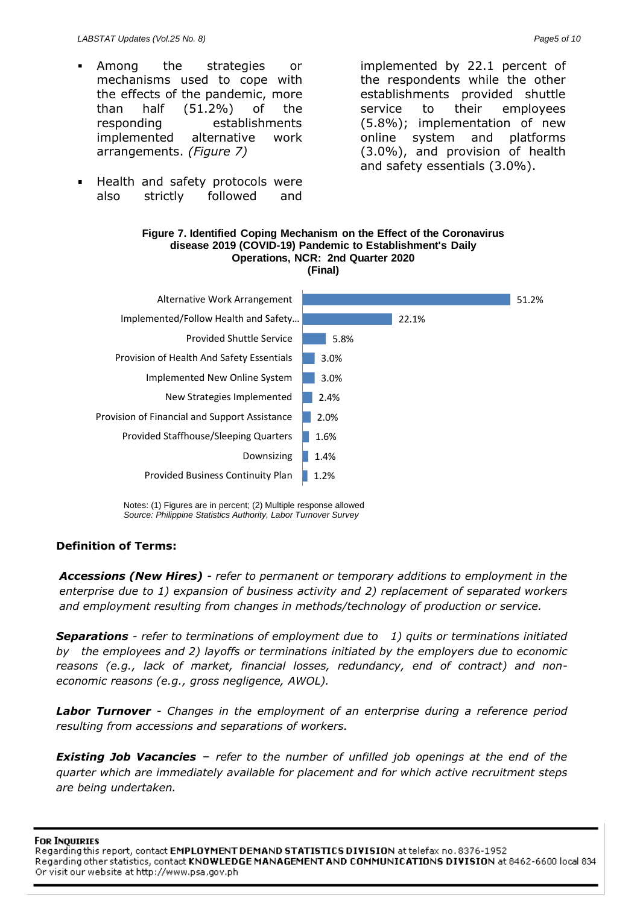- Among the strategies or mechanisms used to cope with the effects of the pandemic, more than half (51.2%) of the responding establishments implemented alternative work arrangements. *(Figure 7)*

- Health and safety protocols were also strictly followed and implemented by 22.1 percent of the respondents while the other establishments provided shuttle service to their employees (5.8%); implementation of new online system and platforms (3.0%), and provision of health and safety essentials (3.0%).

**Figure 7. Identified Coping Mechanism on the Effect of the Coronavirus disease 2019 (COVID-19) Pandemic to Establishment's Daily Operations, NCR: 2nd Quarter 2020 (Final)**

| Coping Mechanism | Percent |
|---|---|
| Alternative Work Arrangement | 51.2% |
| Implemented/Follow Health and Safety… | 22.1% |
| Provided Shuttle Service | 5.8% |
| Provision of Health And Safety Essentials | 3.0% |
| Implemented New Online System | 3.0% |
| New Strategies Implemented | 2.4% |
| Provision of Financial and Support Assistance | 2.0% |
| Provided Staffhouse/Sleeping Quarters | 1.6% |
| Downsizing | 1.4% |
| Provided Business Continuity Plan | 1.2% |

Notes: (1) Figures are in percent; (2) Multiple response allowed
*Source: Philippine Statistics Authority, Labor Turnover Survey*

## Definition of Terms:

***Accessions (New Hires)*** *- refer to permanent or temporary additions to employment in the enterprise due to 1) expansion of business activity and 2) replacement of separated workers and employment resulting from changes in methods/technology of production or service.*

***Separations*** *- refer to terminations of employment due to 1) quits or terminations initiated by the employees and 2) layoffs or terminations initiated by the employers due to economic reasons (e.g., lack of market, financial losses, redundancy, end of contract) and non-economic reasons (e.g., gross negligence, AWOL).*

***Labor Turnover*** *- Changes in the employment of an enterprise during a reference period resulting from accessions and separations of workers.*

***Existing Job Vacancies*** *– refer to the number of unfilled job openings at the end of the quarter which are immediately available for placement and for which active recruitment steps are being undertaken.*

**For Inquiries**
Regarding this report, contact **EMPLOYMENT DEMAND STATISTICS DIVISION** at telefax no. 8376-1952
Regarding other statistics, contact **KNOWLEDGE MANAGEMENT AND COMMUNICATIONS DIVISION** at 8462-6600 local 834
Or visit our website at http://www.psa.gov.ph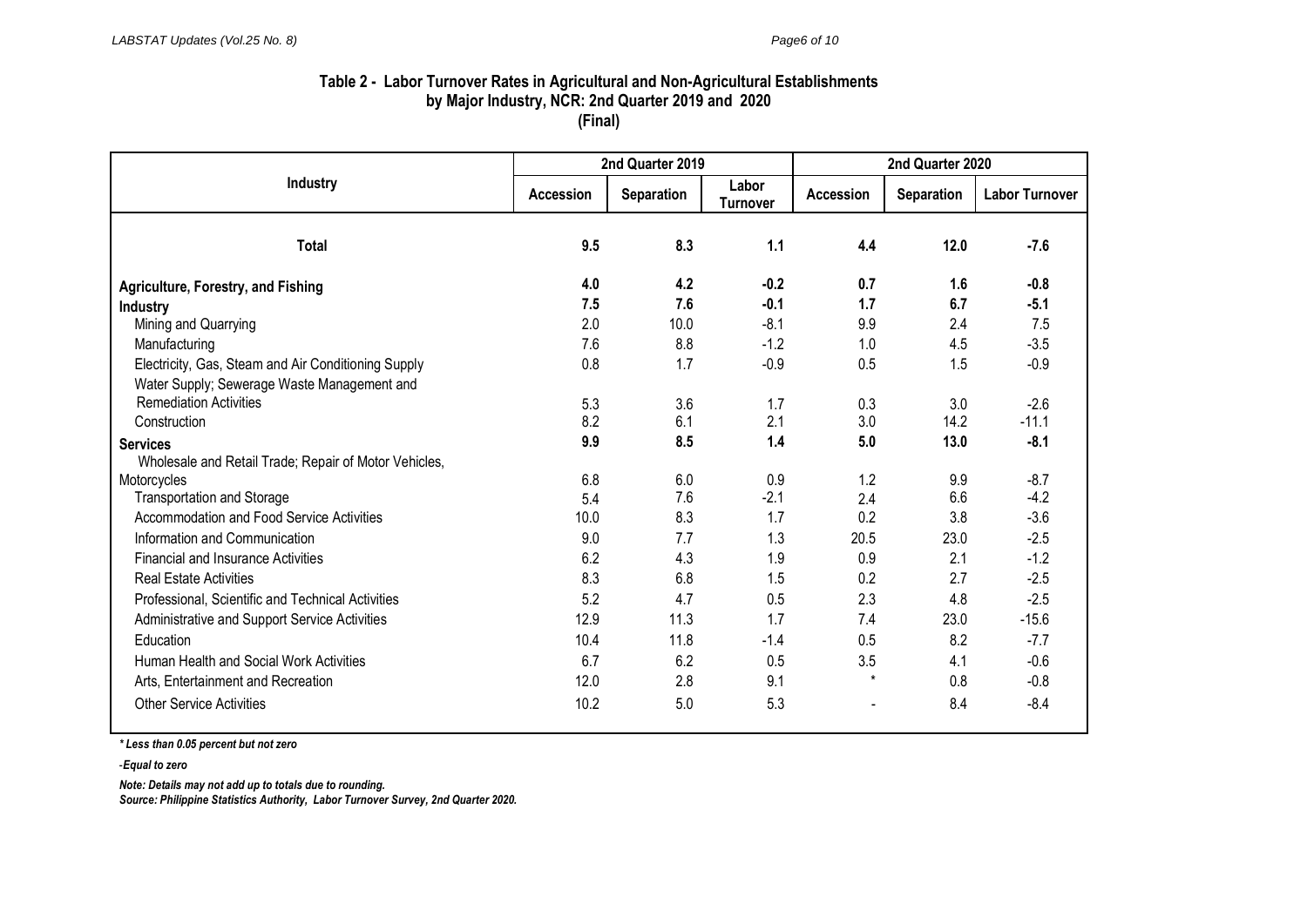### Table 2 - Labor Turnover Rates in Agricultural and Non-Agricultural Establishments by Major Industry, NCR: 2nd Quarter 2019 and 2020 (Final)

| Industry | 2nd Quarter 2019 | | | 2nd Quarter 2020 | | |
|---|---|---|---|---|---|---|
| | Accession | Separation | Labor Turnover | Accession | Separation | Labor Turnover |
| **Total** | **9.5** | **8.3** | **1.1** | **4.4** | **12.0** | **-7.6** |
| **Agriculture, Forestry, and Fishing** | **4.0** | **4.2** | **-0.2** | **0.7** | **1.6** | **-0.8** |
| **Industry** | **7.5** | **7.6** | **-0.1** | **1.7** | **6.7** | **-5.1** |
| Mining and Quarrying | 2.0 | 10.0 | -8.1 | 9.9 | 2.4 | 7.5 |
| Manufacturing | 7.6 | 8.8 | -1.2 | 1.0 | 4.5 | -3.5 |
| Electricity, Gas, Steam and Air Conditioning Supply | 0.8 | 1.7 | -0.9 | 0.5 | 1.5 | -0.9 |
| Water Supply; Sewerage Waste Management and Remediation Activities | 5.3 | 3.6 | 1.7 | 0.3 | 3.0 | -2.6 |
| Construction | 8.2 | 6.1 | 2.1 | 3.0 | 14.2 | -11.1 |
| **Services** | **9.9** | **8.5** | **1.4** | **5.0** | **13.0** | **-8.1** |
| Wholesale and Retail Trade; Repair of Motor Vehicles, Motorcycles | 6.8 | 6.0 | 0.9 | 1.2 | 9.9 | -8.7 |
| Transportation and Storage | 5.4 | 7.6 | -2.1 | 2.4 | 6.6 | -4.2 |
| Accommodation and Food Service Activities | 10.0 | 8.3 | 1.7 | 0.2 | 3.8 | -3.6 |
| Information and Communication | 9.0 | 7.7 | 1.3 | 20.5 | 23.0 | -2.5 |
| Financial and Insurance Activities | 6.2 | 4.3 | 1.9 | 0.9 | 2.1 | -1.2 |
| Real Estate Activities | 8.3 | 6.8 | 1.5 | 0.2 | 2.7 | -2.5 |
| Professional, Scientific and Technical Activities | 5.2 | 4.7 | 0.5 | 2.3 | 4.8 | -2.5 |
| Administrative and Support Service Activities | 12.9 | 11.3 | 1.7 | 7.4 | 23.0 | -15.6 |
| Education | 10.4 | 11.8 | -1.4 | 0.5 | 8.2 | -7.7 |
| Human Health and Social Work Activities | 6.7 | 6.2 | 0.5 | 3.5 | 4.1 | -0.6 |
| Arts, Entertainment and Recreation | 12.0 | 2.8 | 9.1 | * | 0.8 | -0.8 |
| Other Service Activities | 10.2 | 5.0 | 5.3 | - | 8.4 | -8.4 |

*\* Less than 0.05 percent but not zero*

*- Equal to zero*

***Note: Details may not add up to totals due to rounding.***
***Source: Philippine Statistics Authority, Labor Turnover Survey, 2nd Quarter 2020.***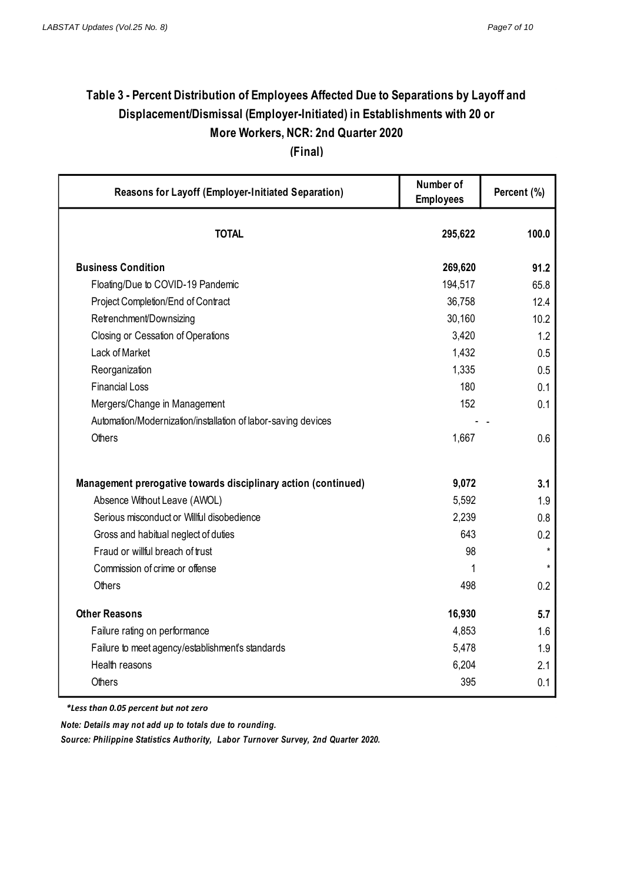## Table 3 - Percent Distribution of Employees Affected Due to Separations by Layoff and Displacement/Dismissal (Employer-Initiated) in Establishments with 20 or More Workers, NCR: 2nd Quarter 2020

**(Final)**

| Reasons for Layoff (Employer-Initiated Separation) | Number of Employees | Percent (%) |
|---|---|---|
| **TOTAL** | **295,622** | **100.0** |
| **Business Condition** | **269,620** | **91.2** |
| Floating/Due to COVID-19 Pandemic | 194,517 | 65.8 |
| Project Completion/End of Contract | 36,758 | 12.4 |
| Retrenchment/Downsizing | 30,160 | 10.2 |
| Closing or Cessation of Operations | 3,420 | 1.2 |
| Lack of Market | 1,432 | 0.5 |
| Reorganization | 1,335 | 0.5 |
| Financial Loss | 180 | 0.1 |
| Mergers/Change in Management | 152 | 0.1 |
| Automation/Modernization/installation of labor-saving devices | - | - |
| Others | 1,667 | 0.6 |
| **Management prerogative towards disciplinary action (continued)** | **9,072** | **3.1** |
| Absence Without Leave (AWOL) | 5,592 | 1.9 |
| Serious misconduct or Willful disobedience | 2,239 | 0.8 |
| Gross and habitual neglect of duties | 643 | 0.2 |
| Fraud or willful breach of trust | 98 | * |
| Commission of crime or offense | 1 | * |
| Others | 498 | 0.2 |
| **Other Reasons** | **16,930** | **5.7** |
| Failure rating on performance | 4,853 | 1.6 |
| Failure to meet agency/establishment's standards | 5,478 | 1.9 |
| Health reasons | 6,204 | 2.1 |
| Others | 395 | 0.1 |

*\*Less than 0.05 percent but not zero*

*Note: Details may not add up to totals due to rounding.*

*Source: Philippine Statistics Authority, Labor Turnover Survey, 2nd Quarter 2020.*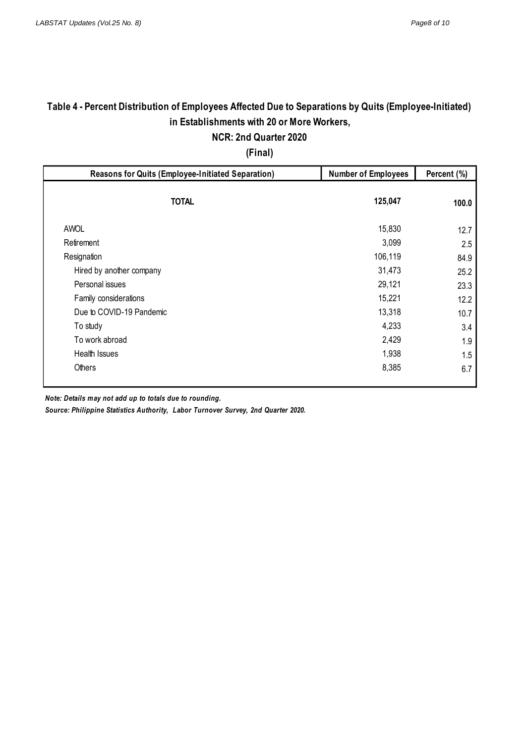## Table 4 - Percent Distribution of Employees Affected Due to Separations by Quits (Employee-Initiated) in Establishments with 20 or More Workers, NCR: 2nd Quarter 2020

## (Final)

| Reasons for Quits (Employee-Initiated Separation) | Number of Employees | Percent (%) |
|---|---|---|
| **TOTAL** | **125,047** | **100.0** |
| AWOL | 15,830 | 12.7 |
| Retirement | 3,099 | 2.5 |
| Resignation | 106,119 | 84.9 |
| Hired by another company | 31,473 | 25.2 |
| Personal issues | 29,121 | 23.3 |
| Family considerations | 15,221 | 12.2 |
| Due to COVID-19 Pandemic | 13,318 | 10.7 |
| To study | 4,233 | 3.4 |
| To work abroad | 2,429 | 1.9 |
| Health Issues | 1,938 | 1.5 |
| Others | 8,385 | 6.7 |

***Note: Details may not add up to totals due to rounding.***

***Source: Philippine Statistics Authority, Labor Turnover Survey, 2nd Quarter 2020.***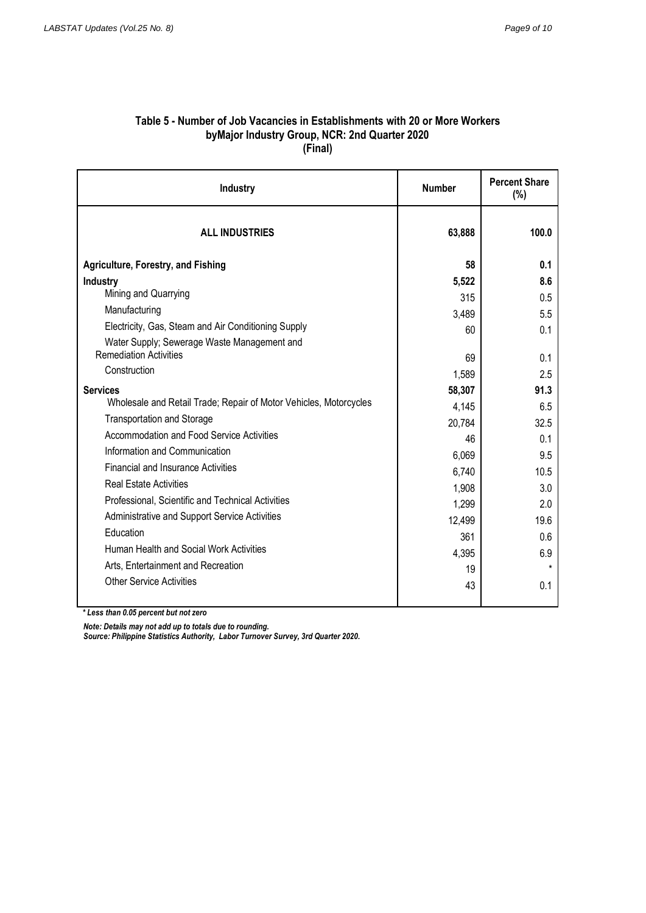### Table 5 - Number of Job Vacancies in Establishments with 20 or More Workers byMajor Industry Group, NCR: 2nd Quarter 2020 (Final)

| Industry | Number | Percent Share (%) |
|---|---|---|
| **ALL INDUSTRIES** | **63,888** | **100.0** |
| **Agriculture, Forestry, and Fishing** | **58** | **0.1** |
| **Industry** | **5,522** | **8.6** |
| Mining and Quarrying | 315 | 0.5 |
| Manufacturing | 3,489 | 5.5 |
| Electricity, Gas, Steam and Air Conditioning Supply | 60 | 0.1 |
| Water Supply; Sewerage Waste Management and Remediation Activities | 69 | 0.1 |
| Construction | 1,589 | 2.5 |
| **Services** | **58,307** | **91.3** |
| Wholesale and Retail Trade; Repair of Motor Vehicles, Motorcycles | 4,145 | 6.5 |
| Transportation and Storage | 20,784 | 32.5 |
| Accommodation and Food Service Activities | 46 | 0.1 |
| Information and Communication | 6,069 | 9.5 |
| Financial and Insurance Activities | 6,740 | 10.5 |
| Real Estate Activities | 1,908 | 3.0 |
| Professional, Scientific and Technical Activities | 1,299 | 2.0 |
| Administrative and Support Service Activities | 12,499 | 19.6 |
| Education | 361 | 0.6 |
| Human Health and Social Work Activities | 4,395 | 6.9 |
| Arts, Entertainment and Recreation | 19 | * |
| Other Service Activities | 43 | 0.1 |

*\* Less than 0.05 percent but not zero*

*Note: Details may not add up to totals due to rounding.*

*Source: Philippine Statistics Authority, Labor Turnover Survey, 3rd Quarter 2020.*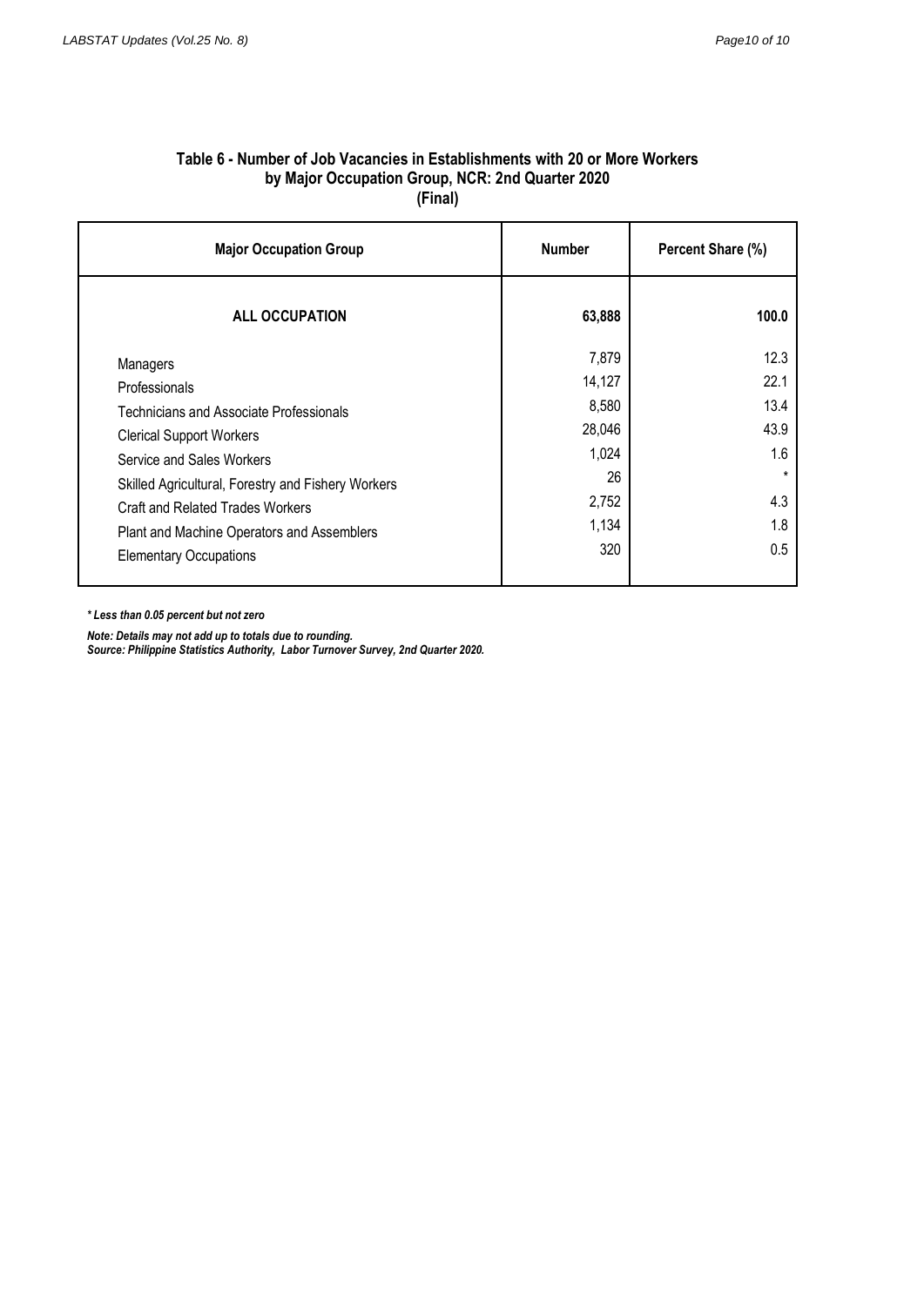### Table 6 - Number of Job Vacancies in Establishments with 20 or More Workers by Major Occupation Group, NCR: 2nd Quarter 2020 (Final)

| Major Occupation Group | Number | Percent Share (%) |
|---|---|---|
| **ALL OCCUPATION** | **63,888** | **100.0** |
| Managers | 7,879 | 12.3 |
| Professionals | 14,127 | 22.1 |
| Technicians and Associate Professionals | 8,580 | 13.4 |
| Clerical Support Workers | 28,046 | 43.9 |
| Service and Sales Workers | 1,024 | 1.6 |
| Skilled Agricultural, Forestry and Fishery Workers | 26 | * |
| Craft and Related Trades Workers | 2,752 | 4.3 |
| Plant and Machine Operators and Assemblers | 1,134 | 1.8 |
| Elementary Occupations | 320 | 0.5 |

*\* Less than 0.05 percent but not zero*

*Note: Details may not add up to totals due to rounding.*
*Source: Philippine Statistics Authority, Labor Turnover Survey, 2nd Quarter 2020.*